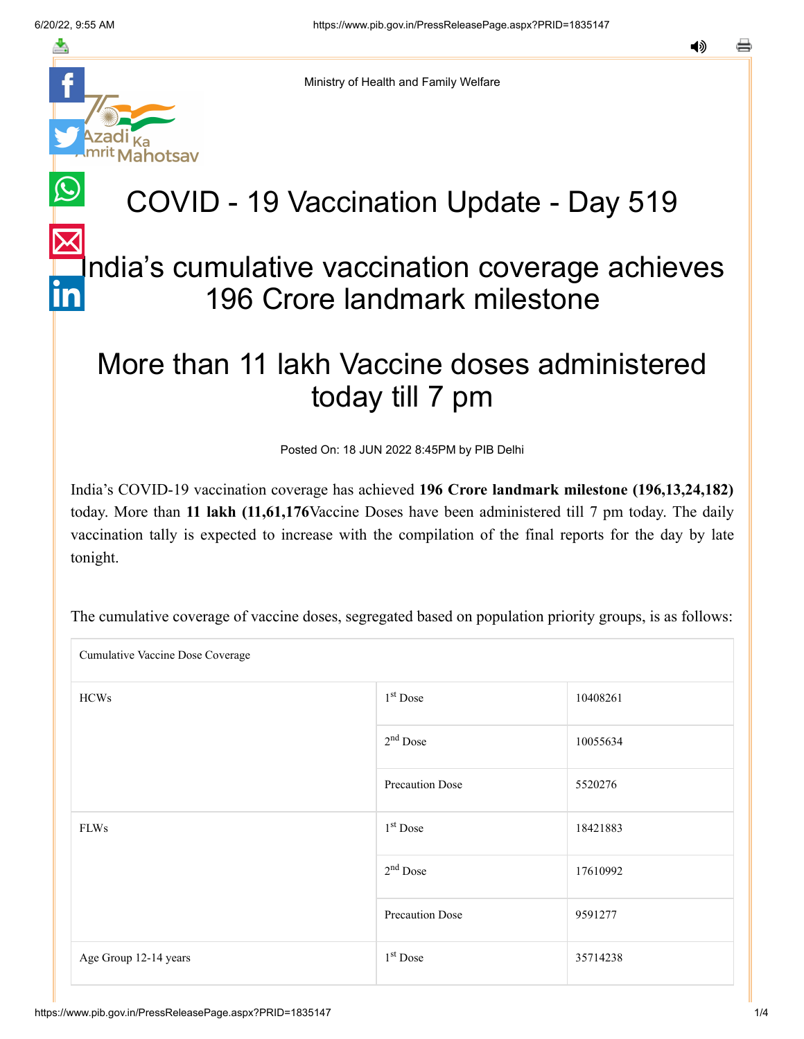Ministry of Health and Family Welfare

# COVID - 19 Vaccination Update - Day 519

# India's cumulative vaccination coverage achieves 196 Crore landmark milestone

# More than 11 lakh Vaccine doses administered today till 7 pm

Posted On: 18 JUN 2022 8:45PM by PIB Delhi

India's COVID-19 vaccination coverage has achieved **196 Crore landmark milestone (196,13,24,182)** today. More than **11 lakh (11,61,176**Vaccine Doses have been administered till 7 pm today. The daily vaccination tally is expected to increase with the compilation of the final reports for the day by late tonight.

The cumulative coverage of vaccine doses, segregated based on population priority groups, is as follows:

| Cumulative Vaccine Dose Coverage | | |
|---|---|---|
| HCWs | 1st Dose | 10408261 |
| | 2nd Dose | 10055634 |
| | Precaution Dose | 5520276 |
| FLWs | 1st Dose | 18421883 |
| | 2nd Dose | 17610992 |
| | Precaution Dose | 9591277 |
| Age Group 12-14 years | 1st Dose | 35714238 |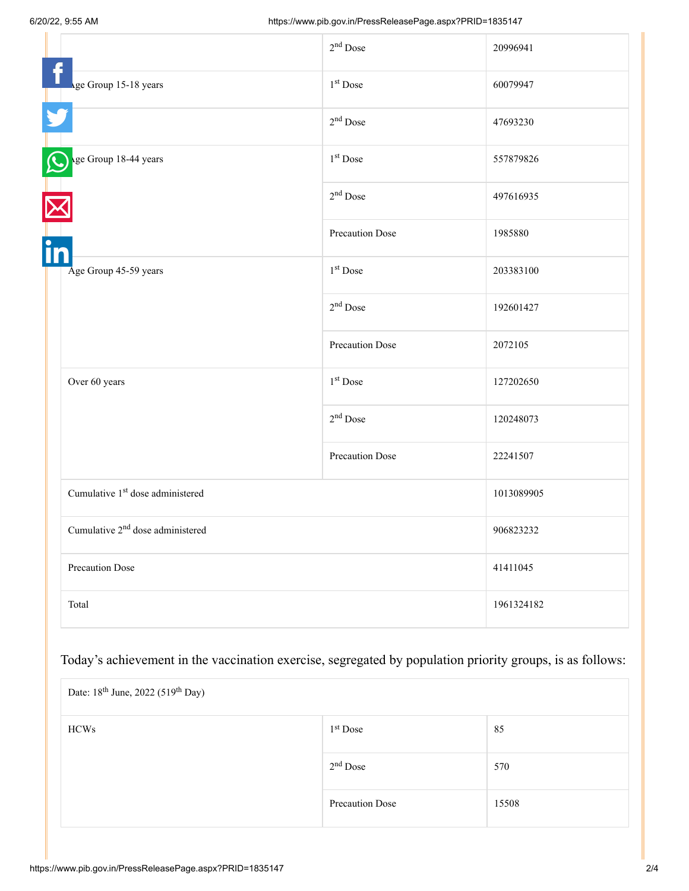| | | |
|---|---|---|
| | 2nd Dose | 20996941 |
| Age Group 15-18 years | 1st Dose | 60079947 |
| | 2nd Dose | 47693230 |
| Age Group 18-44 years | 1st Dose | 557879826 |
| | 2nd Dose | 497616935 |
| | Precaution Dose | 1985880 |
| Age Group 45-59 years | 1st Dose | 203383100 |
| | 2nd Dose | 192601427 |
| | Precaution Dose | 2072105 |
| Over 60 years | 1st Dose | 127202650 |
| | 2nd Dose | 120248073 |
| | Precaution Dose | 22241507 |
| Cumulative 1st dose administered | | 1013089905 |
| Cumulative 2nd dose administered | | 906823232 |
| Precaution Dose | | 41411045 |
| Total | | 1961324182 |

Today's achievement in the vaccination exercise, segregated by population priority groups, is as follows:

| Date: 18th June, 2022 (519th Day) | | |
|---|---|---|
| HCWs | 1st Dose | 85 |
| | 2nd Dose | 570 |
| | Precaution Dose | 15508 |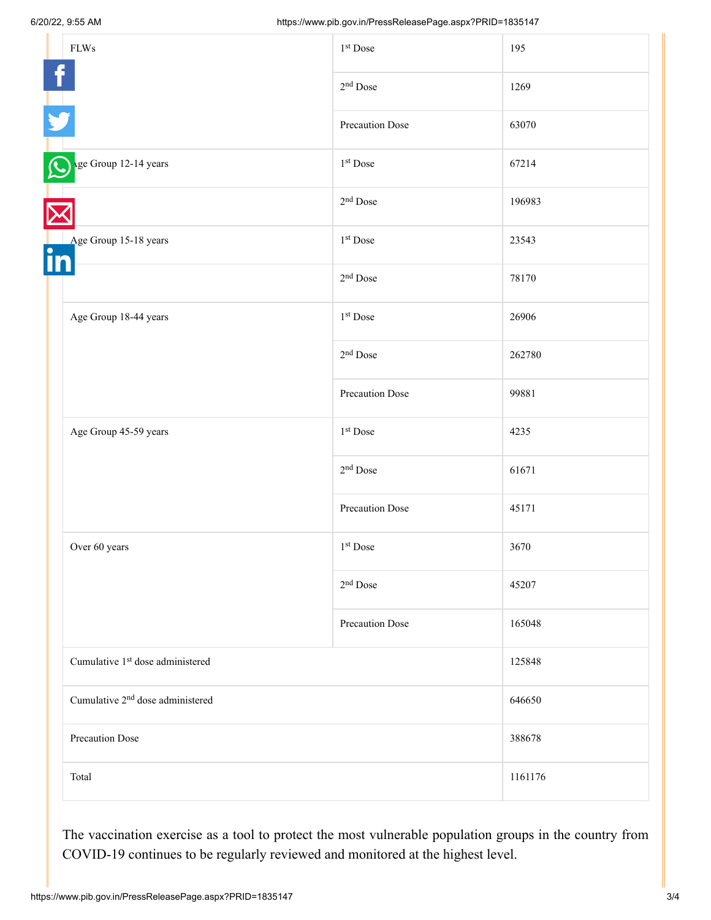| FLWs | 1st Dose | 195 |
|---|---|---|
| | 2nd Dose | 1269 |
| | Precaution Dose | 63070 |
| Age Group 12-14 years | 1st Dose | 67214 |
| | 2nd Dose | 196983 |
| Age Group 15-18 years | 1st Dose | 23543 |
| | 2nd Dose | 78170 |
| Age Group 18-44 years | 1st Dose | 26906 |
| | 2nd Dose | 262780 |
| | Precaution Dose | 99881 |
| Age Group 45-59 years | 1st Dose | 4235 |
| | 2nd Dose | 61671 |
| | Precaution Dose | 45171 |
| Over 60 years | 1st Dose | 3670 |
| | 2nd Dose | 45207 |
| | Precaution Dose | 165048 |
| Cumulative 1st dose administered | | 125848 |
| Cumulative 2nd dose administered | | 646650 |
| Precaution Dose | | 388678 |
| Total | | 1161176 |

The vaccination exercise as a tool to protect the most vulnerable population groups in the country from COVID-19 continues to be regularly reviewed and monitored at the highest level.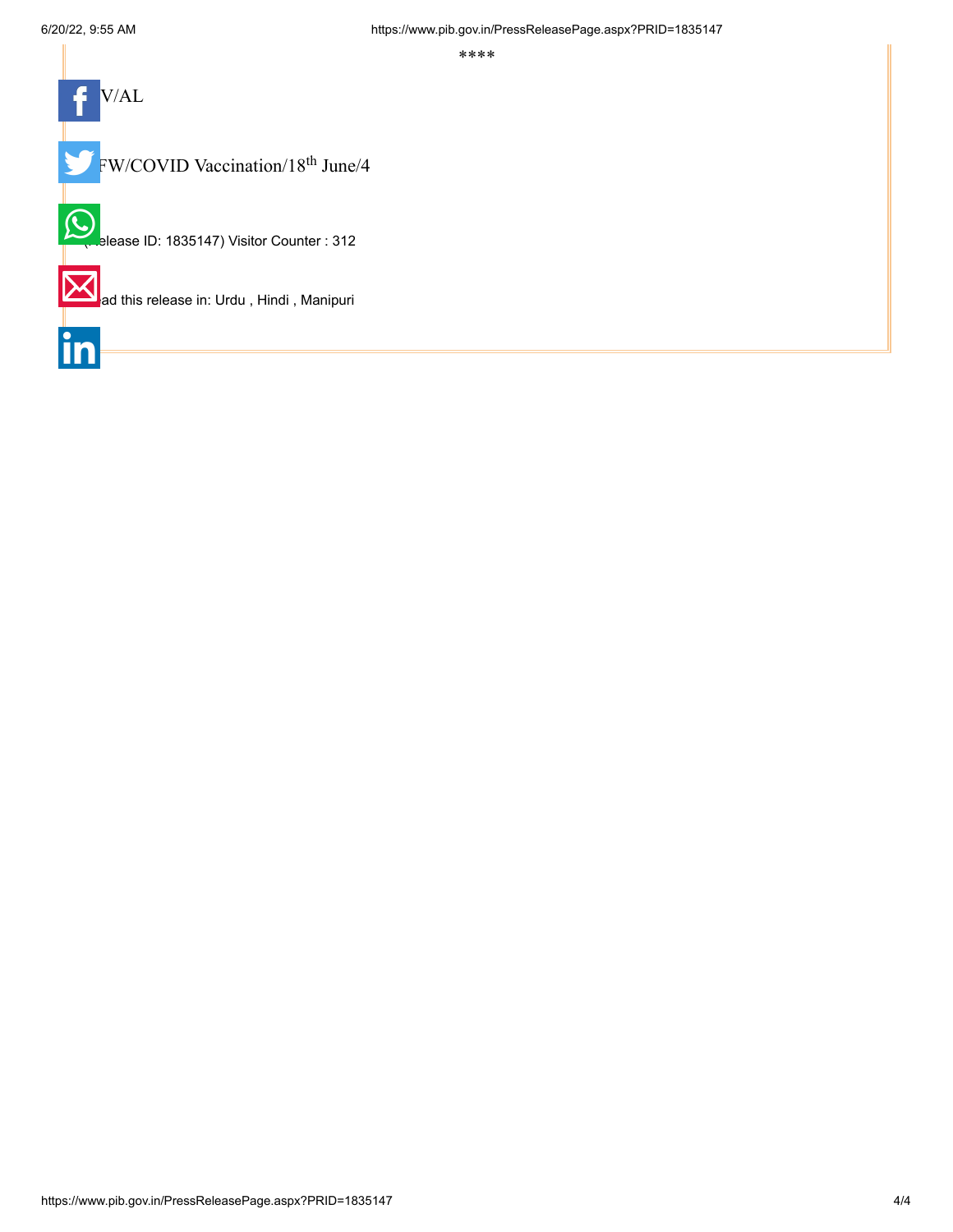****

V/AL

FW/COVID Vaccination/18th June/4

(Release ID: 1835147) Visitor Counter : 312

Read this release in: Urdu , Hindi , Manipuri